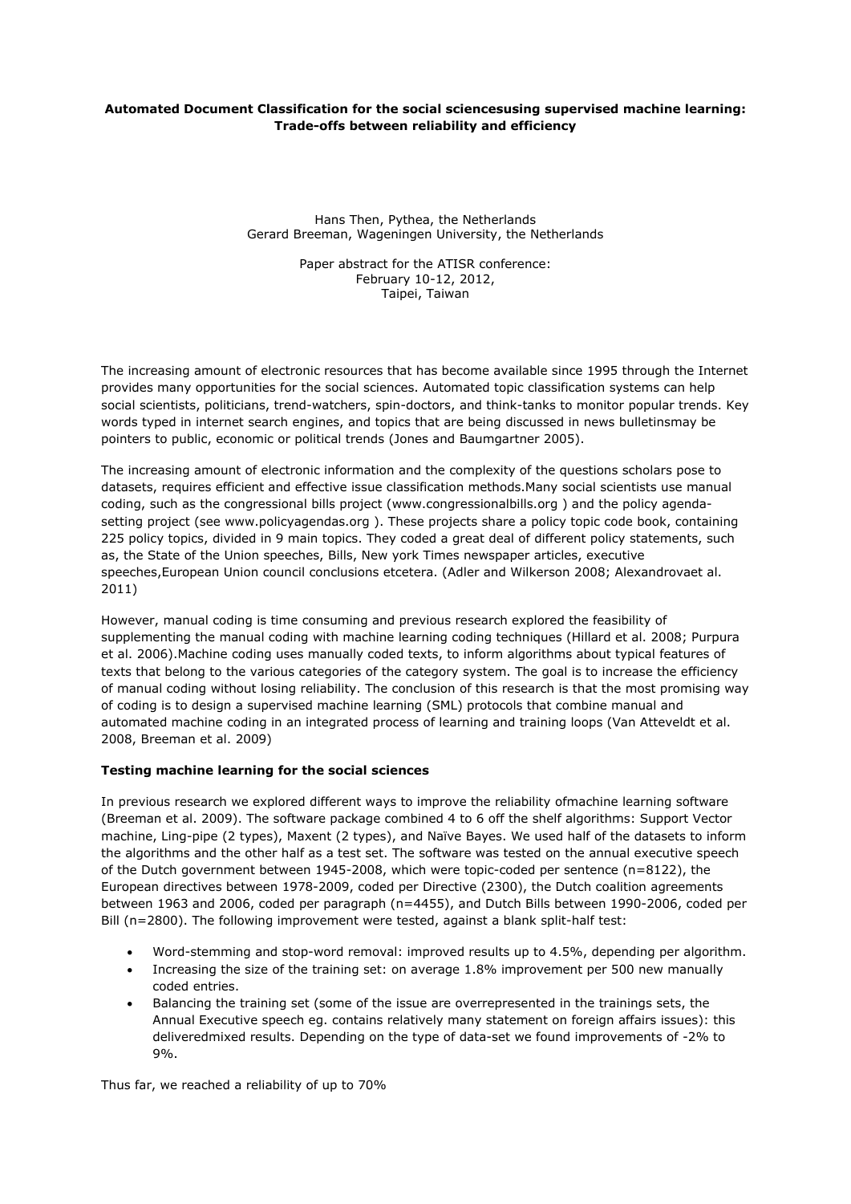**Automated Document Classification for the social sciencesusing supervised machine learning: Trade-offs between reliability and efficiency**

Hans Then, Pythea, the Netherlands
Gerard Breeman, Wageningen University, the Netherlands

Paper abstract for the ATISR conference:
February 10-12, 2012,
Taipei, Taiwan

The increasing amount of electronic resources that has become available since 1995 through the Internet provides many opportunities for the social sciences. Automated topic classification systems can help social scientists, politicians, trend-watchers, spin-doctors, and think-tanks to monitor popular trends. Key words typed in internet search engines, and topics that are being discussed in news bulletinsmay be pointers to public, economic or political trends (Jones and Baumgartner 2005).

The increasing amount of electronic information and the complexity of the questions scholars pose to datasets, requires efficient and effective issue classification methods.Many social scientists use manual coding, such as the congressional bills project (www.congressionalbills.org ) and the policy agenda-setting project (see www.policyagendas.org ). These projects share a policy topic code book, containing 225 policy topics, divided in 9 main topics. They coded a great deal of different policy statements, such as, the State of the Union speeches, Bills, New york Times newspaper articles, executive speeches,European Union council conclusions etcetera. (Adler and Wilkerson 2008; Alexandrovaet al. 2011)

However, manual coding is time consuming and previous research explored the feasibility of supplementing the manual coding with machine learning coding techniques (Hillard et al. 2008; Purpura et al. 2006).Machine coding uses manually coded texts, to inform algorithms about typical features of texts that belong to the various categories of the category system. The goal is to increase the efficiency of manual coding without losing reliability. The conclusion of this research is that the most promising way of coding is to design a supervised machine learning (SML) protocols that combine manual and automated machine coding in an integrated process of learning and training loops (Van Atteveldt et al. 2008, Breeman et al. 2009)

**Testing machine learning for the social sciences**

In previous research we explored different ways to improve the reliability ofmachine learning software (Breeman et al. 2009). The software package combined 4 to 6 off the shelf algorithms: Support Vector machine, Ling-pipe (2 types), Maxent (2 types), and Naïve Bayes. We used half of the datasets to inform the algorithms and the other half as a test set. The software was tested on the annual executive speech of the Dutch government between 1945-2008, which were topic-coded per sentence (n=8122), the European directives between 1978-2009, coded per Directive (2300), the Dutch coalition agreements between 1963 and 2006, coded per paragraph (n=4455), and Dutch Bills between 1990-2006, coded per Bill (n=2800). The following improvement were tested, against a blank split-half test:

- Word-stemming and stop-word removal: improved results up to 4.5%, depending per algorithm.
- Increasing the size of the training set: on average 1.8% improvement per 500 new manually coded entries.
- Balancing the training set (some of the issue are overrepresented in the trainings sets, the Annual Executive speech eg. contains relatively many statement on foreign affairs issues): this deliveredmixed results. Depending on the type of data-set we found improvements of -2% to 9%.

Thus far, we reached a reliability of up to 70%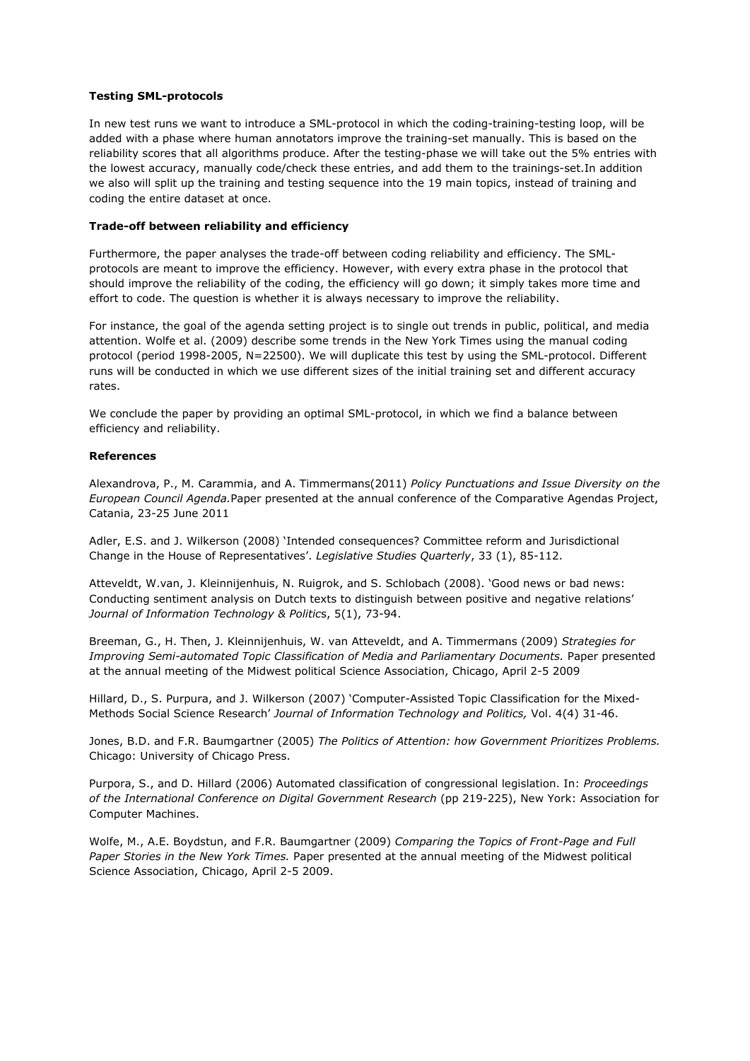**Testing SML-protocols**

In new test runs we want to introduce a SML-protocol in which the coding-training-testing loop, will be added with a phase where human annotators improve the training-set manually. This is based on the reliability scores that all algorithms produce. After the testing-phase we will take out the 5% entries with the lowest accuracy, manually code/check these entries, and add them to the trainings-set.In addition we also will split up the training and testing sequence into the 19 main topics, instead of training and coding the entire dataset at once.

**Trade-off between reliability and efficiency**

Furthermore, the paper analyses the trade-off between coding reliability and efficiency. The SML-protocols are meant to improve the efficiency. However, with every extra phase in the protocol that should improve the reliability of the coding, the efficiency will go down; it simply takes more time and effort to code. The question is whether it is always necessary to improve the reliability.

For instance, the goal of the agenda setting project is to single out trends in public, political, and media attention. Wolfe et al. (2009) describe some trends in the New York Times using the manual coding protocol (period 1998-2005, N=22500). We will duplicate this test by using the SML-protocol. Different runs will be conducted in which we use different sizes of the initial training set and different accuracy rates.

We conclude the paper by providing an optimal SML-protocol, in which we find a balance between efficiency and reliability.

**References**

Alexandrova, P., M. Carammia, and A. Timmermans(2011) *Policy Punctuations and Issue Diversity on the European Council Agenda.*Paper presented at the annual conference of the Comparative Agendas Project, Catania, 23-25 June 2011

Adler, E.S. and J. Wilkerson (2008) 'Intended consequences? Committee reform and Jurisdictional Change in the House of Representatives'. *Legislative Studies Quarterly*, 33 (1), 85-112.

Atteveldt, W.van, J. Kleinnijenhuis, N. Ruigrok, and S. Schlobach (2008). 'Good news or bad news: Conducting sentiment analysis on Dutch texts to distinguish between positive and negative relations' *Journal of Information Technology & Politics*, 5(1), 73-94.

Breeman, G., H. Then, J. Kleinnijenhuis, W. van Atteveldt, and A. Timmermans (2009) *Strategies for Improving Semi-automated Topic Classification of Media and Parliamentary Documents.* Paper presented at the annual meeting of the Midwest political Science Association, Chicago, April 2-5 2009

Hillard, D., S. Purpura, and J. Wilkerson (2007) 'Computer-Assisted Topic Classification for the Mixed-Methods Social Science Research' *Journal of Information Technology and Politics,* Vol. 4(4) 31-46.

Jones, B.D. and F.R. Baumgartner (2005) *The Politics of Attention: how Government Prioritizes Problems.* Chicago: University of Chicago Press.

Purpora, S., and D. Hillard (2006) Automated classification of congressional legislation. In: *Proceedings of the International Conference on Digital Government Research* (pp 219-225), New York: Association for Computer Machines.

Wolfe, M., A.E. Boydstun, and F.R. Baumgartner (2009) *Comparing the Topics of Front-Page and Full Paper Stories in the New York Times.* Paper presented at the annual meeting of the Midwest political Science Association, Chicago, April 2-5 2009.